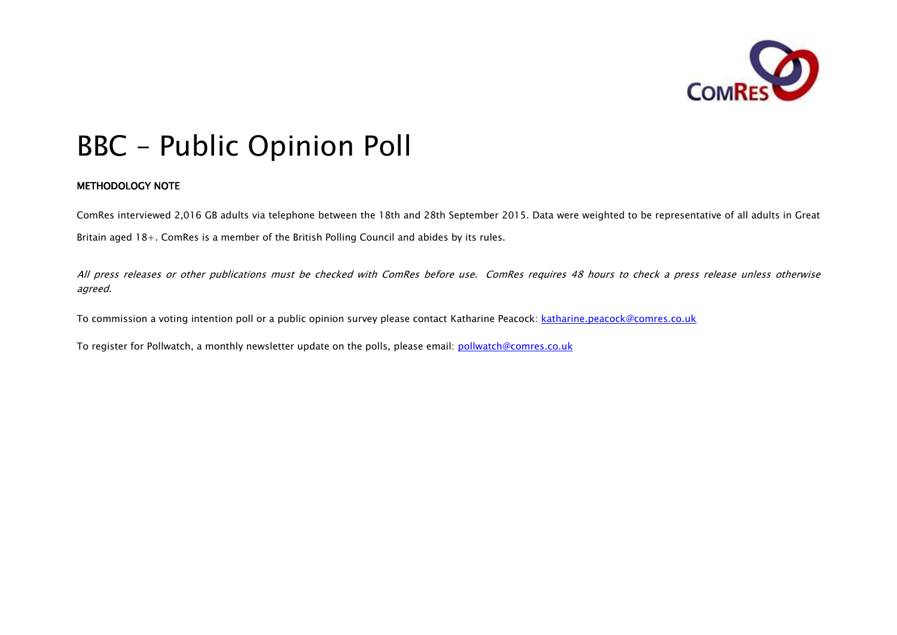# BBC – Public Opinion Poll

**METHODOLOGY NOTE**

ComRes interviewed 2,016 GB adults via telephone between the 18th and 28th September 2015. Data were weighted to be representative of all adults in Great Britain aged 18+. ComRes is a member of the British Polling Council and abides by its rules.

*All press releases or other publications must be checked with ComRes before use. ComRes requires 48 hours to check a press release unless otherwise agreed.*

To commission a voting intention poll or a public opinion survey please contact Katharine Peacock: katharine.peacock@comres.co.uk

To register for Pollwatch, a monthly newsletter update on the polls, please email: pollwatch@comres.co.uk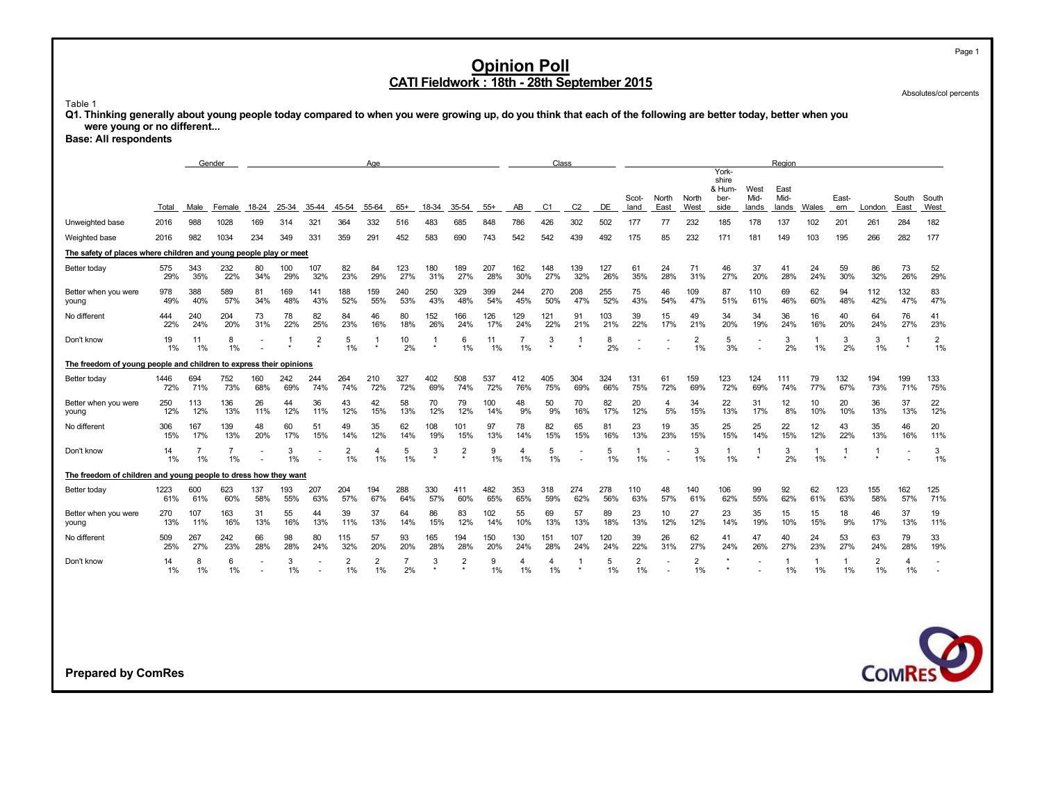# Opinion Poll

## CATI Fieldwork : 18th - 28th September 2015

Absolutes/col percents

Table 1

**Q1. Thinking generally about young people today compared to when you were growing up, do you think that each of the following are better today, better when you were young or no different...**

**Base: All respondents**

| | | Gender | | Age | | | | | | | | | Class | | | | Region | | | | | | | | | | | |
|---|---|---|---|---|---|---|---|---|---|---|---|---|---|---|---|---|---|---|---|---|---|---|---|---|---|---|---|---|
| | Total | Male | Female | 18-24 | 25-34 | 35-44 | 45-54 | 55-64 | 65+ | 18-34 | 35-54 | 55+ | AB | C1 | C2 | DE | Scotland | North East | North West | Yorkshire & Humberside | West Midlands | East Midlands | Wales | Eastern | London | South East | South West |
| Unweighted base | 2016 | 988 | 1028 | 169 | 314 | 321 | 364 | 332 | 516 | 483 | 685 | 848 | 786 | 426 | 302 | 502 | 177 | 77 | 232 | 185 | 178 | 137 | 102 | 201 | 261 | 284 | 182 |
| Weighted base | 2016 | 982 | 1034 | 234 | 349 | 331 | 359 | 291 | 452 | 583 | 690 | 743 | 542 | 542 | 439 | 492 | 175 | 85 | 232 | 171 | 181 | 149 | 103 | 195 | 266 | 282 | 177 |
| **The safety of places where children and young people play or meet** | | | | | | | | | | | | | | | | | | | | | | | | | | | |
| Better today | 575<br>29% | 343<br>35% | 232<br>22% | 80<br>34% | 100<br>29% | 107<br>32% | 82<br>23% | 84<br>29% | 123<br>27% | 180<br>31% | 189<br>27% | 207<br>28% | 162<br>30% | 148<br>27% | 139<br>32% | 127<br>26% | 61<br>35% | 24<br>28% | 71<br>31% | 46<br>27% | 37<br>20% | 41<br>28% | 24<br>24% | 59<br>30% | 86<br>32% | 73<br>26% | 52<br>29% |
| Better when you were young | 978<br>49% | 388<br>40% | 589<br>57% | 81<br>34% | 169<br>48% | 141<br>43% | 188<br>52% | 159<br>55% | 240<br>53% | 250<br>43% | 329<br>48% | 399<br>54% | 244<br>45% | 270<br>50% | 208<br>47% | 255<br>52% | 75<br>43% | 46<br>54% | 109<br>47% | 87<br>51% | 110<br>61% | 69<br>46% | 62<br>60% | 94<br>48% | 112<br>42% | 132<br>47% | 83<br>47% |
| No different | 444<br>22% | 240<br>24% | 204<br>20% | 73<br>31% | 78<br>22% | 82<br>25% | 84<br>23% | 46<br>16% | 80<br>18% | 152<br>26% | 166<br>24% | 126<br>17% | 129<br>24% | 121<br>22% | 91<br>21% | 103<br>21% | 39<br>22% | 15<br>17% | 49<br>21% | 34<br>20% | 34<br>19% | 36<br>24% | 16<br>16% | 40<br>20% | 64<br>24% | 76<br>27% | 41<br>23% |
| Don't know | 19<br>1% | 11<br>1% | 8<br>1% | -<br>- | 1<br>* | 2<br>* | 5<br>1% | 1<br>* | 10<br>2% | 1<br>* | 6<br>1% | 11<br>1% | 7<br>1% | 3<br>* | 1<br>* | 8<br>2% | -<br>- | -<br>- | 2<br>1% | 5<br>3% | -<br>- | 3<br>2% | 1<br>1% | 3<br>2% | 3<br>1% | 1<br>* | 2<br>1% |
| **The freedom of young people and children to express their opinions** | | | | | | | | | | | | | | | | | | | | | | | | | | | |
| Better today | 1446<br>72% | 694<br>71% | 752<br>73% | 160<br>68% | 242<br>69% | 244<br>74% | 264<br>74% | 210<br>72% | 327<br>72% | 402<br>69% | 508<br>74% | 537<br>72% | 412<br>76% | 405<br>75% | 304<br>69% | 324<br>66% | 131<br>75% | 61<br>72% | 159<br>69% | 123<br>72% | 124<br>69% | 111<br>74% | 79<br>77% | 132<br>67% | 194<br>73% | 199<br>71% | 133<br>75% |
| Better when you were young | 250<br>12% | 113<br>12% | 136<br>13% | 26<br>11% | 44<br>12% | 36<br>11% | 43<br>12% | 42<br>15% | 58<br>13% | 70<br>12% | 79<br>12% | 100<br>14% | 48<br>9% | 50<br>9% | 70<br>16% | 82<br>17% | 20<br>12% | 4<br>5% | 34<br>15% | 22<br>13% | 31<br>17% | 12<br>8% | 10<br>10% | 20<br>10% | 36<br>13% | 37<br>13% | 22<br>12% |
| No different | 306<br>15% | 167<br>17% | 139<br>13% | 48<br>20% | 60<br>17% | 51<br>15% | 49<br>14% | 35<br>12% | 62<br>14% | 108<br>19% | 101<br>15% | 97<br>13% | 78<br>14% | 82<br>15% | 65<br>15% | 81<br>16% | 23<br>13% | 19<br>23% | 35<br>15% | 25<br>15% | 25<br>14% | 22<br>15% | 12<br>12% | 43<br>22% | 35<br>13% | 46<br>16% | 20<br>11% |
| Don't know | 14<br>1% | 7<br>1% | 7<br>1% | -<br>- | 3<br>1% | -<br>- | 2<br>1% | 4<br>1% | 5<br>1% | 3<br>* | 2<br>* | 9<br>1% | 4<br>1% | 5<br>1% | -<br>- | 5<br>1% | 1<br>1% | -<br>- | 3<br>1% | 1<br>1% | 1<br>* | 3<br>2% | 1<br>1% | 1<br>* | 1<br>* | -<br>- | 3<br>1% |
| **The freedom of children and young people to dress how they want** | | | | | | | | | | | | | | | | | | | | | | | | | | | |
| Better today | 1223<br>61% | 600<br>61% | 623<br>60% | 137<br>58% | 193<br>55% | 207<br>63% | 204<br>57% | 194<br>67% | 288<br>64% | 330<br>57% | 411<br>60% | 482<br>65% | 353<br>65% | 318<br>59% | 274<br>62% | 278<br>56% | 110<br>63% | 48<br>57% | 140<br>61% | 106<br>62% | 99<br>55% | 92<br>62% | 62<br>61% | 123<br>63% | 155<br>58% | 162<br>57% | 125<br>71% |
| Better when you were young | 270<br>13% | 107<br>11% | 163<br>16% | 31<br>13% | 55<br>16% | 44<br>13% | 39<br>11% | 37<br>13% | 64<br>14% | 86<br>15% | 83<br>12% | 102<br>14% | 55<br>10% | 69<br>13% | 57<br>13% | 89<br>18% | 23<br>13% | 10<br>12% | 27<br>12% | 23<br>14% | 35<br>19% | 15<br>10% | 15<br>15% | 18<br>9% | 46<br>17% | 37<br>13% | 19<br>11% |
| No different | 509<br>25% | 267<br>27% | 242<br>23% | 66<br>28% | 98<br>28% | 80<br>24% | 115<br>32% | 57<br>20% | 93<br>20% | 165<br>28% | 194<br>28% | 150<br>20% | 130<br>24% | 151<br>28% | 107<br>24% | 120<br>24% | 39<br>22% | 26<br>31% | 62<br>27% | 41<br>24% | 47<br>26% | 40<br>27% | 24<br>23% | 53<br>27% | 63<br>24% | 79<br>28% | 33<br>19% |
| Don't know | 14<br>1% | 8<br>1% | 6<br>1% | -<br>- | 3<br>1% | -<br>- | 2<br>1% | 2<br>1% | 7<br>2% | 3<br>* | 2<br>* | 9<br>1% | 4<br>1% | 4<br>1% | 1<br>* | 5<br>1% | 2<br>1% | -<br>- | 2<br>1% | *<br>* | -<br>- | 1<br>1% | 1<br>1% | 1<br>1% | 2<br>1% | 4<br>1% | -<br>- |

**Prepared by ComRes**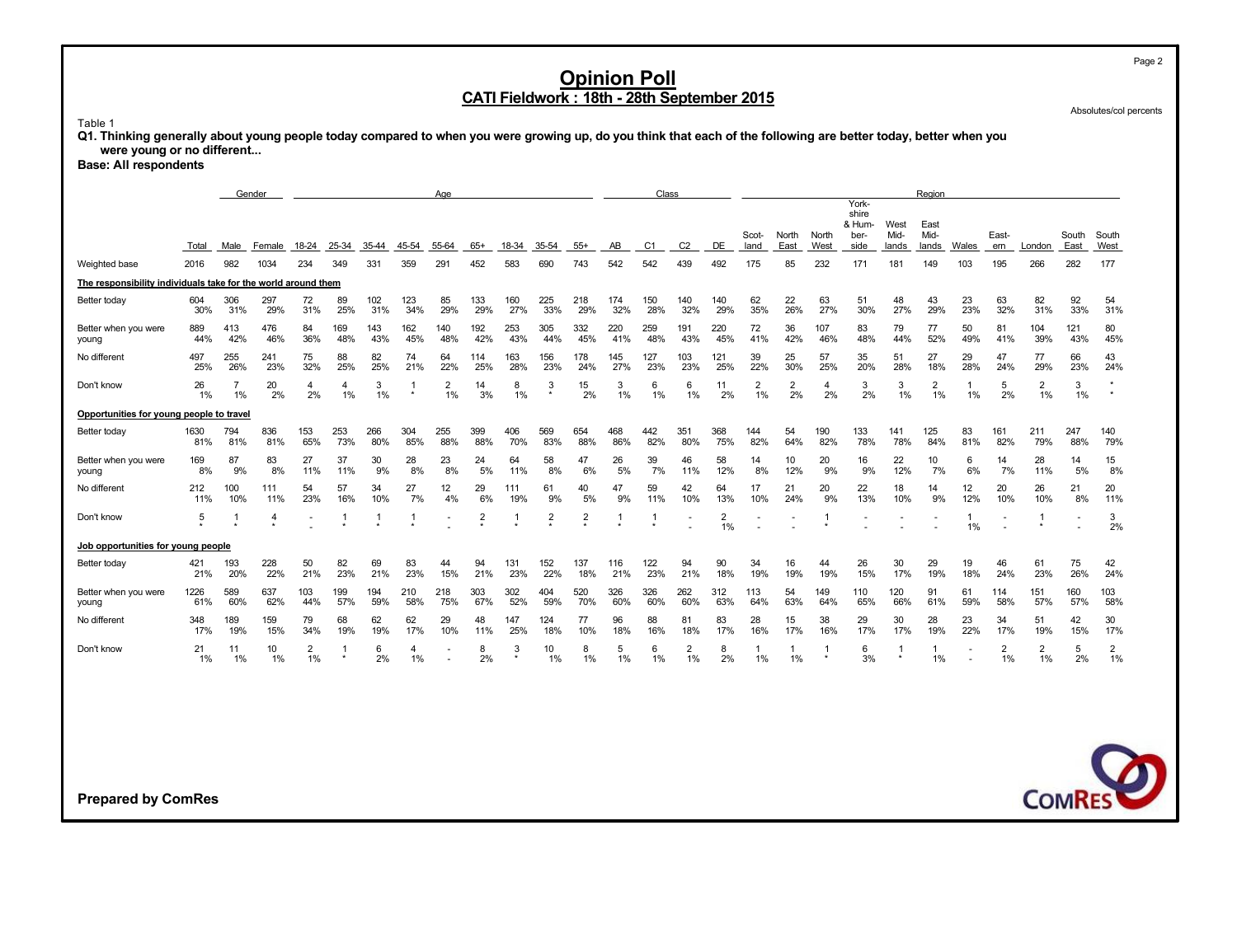# Opinion Poll

## CATI Fieldwork : 18th - 28th September 2015

Absolutes/col percents

Table 1

**Q1. Thinking generally about young people today compared to when you were growing up, do you think that each of the following are better today, better when you were young or no different...**

**Base: All respondents**

| | Total | Gender: Male | Gender: Female | Age: 18-24 | 25-34 | 35-44 | 45-54 | 55-64 | 65+ | 18-34 | 35-54 | 55+ | Class: AB | C1 | C2 | DE | Region: Scotland | North East | North West | Yorkshire & Humberside | West Midlands | East Midlands | Wales | Eastern | London | South East | South West |
|---|---|---|---|---|---|---|---|---|---|---|---|---|---|---|---|---|---|---|---|---|---|---|---|---|---|---|---|
| Weighted base | 2016 | 982 | 1034 | 234 | 349 | 331 | 359 | 291 | 452 | 583 | 690 | 743 | 542 | 542 | 439 | 492 | 175 | 85 | 232 | 171 | 181 | 149 | 103 | 195 | 266 | 282 | 177 |
| **The responsibility individuals take for the world around them** | | | | | | | | | | | | | | | | | | | | | | | | | | | |
| Better today | 604 | 306 | 297 | 72 | 89 | 102 | 123 | 85 | 133 | 160 | 225 | 218 | 174 | 150 | 140 | 140 | 62 | 22 | 63 | 51 | 48 | 43 | 23 | 63 | 82 | 92 | 54 |
| | 30% | 31% | 29% | 31% | 25% | 31% | 34% | 29% | 29% | 27% | 33% | 29% | 32% | 28% | 32% | 29% | 35% | 26% | 27% | 30% | 27% | 29% | 23% | 32% | 31% | 33% | 31% |
| Better when you were young | 889 | 413 | 476 | 84 | 169 | 143 | 162 | 140 | 192 | 253 | 305 | 332 | 220 | 259 | 191 | 220 | 72 | 36 | 107 | 83 | 79 | 77 | 50 | 81 | 104 | 121 | 80 |
| | 44% | 42% | 46% | 36% | 48% | 43% | 45% | 48% | 42% | 43% | 44% | 45% | 41% | 48% | 43% | 45% | 41% | 42% | 46% | 48% | 44% | 52% | 49% | 41% | 39% | 43% | 45% |
| No different | 497 | 255 | 241 | 75 | 88 | 82 | 74 | 64 | 114 | 163 | 156 | 178 | 145 | 127 | 103 | 121 | 39 | 25 | 57 | 35 | 51 | 27 | 29 | 47 | 77 | 66 | 43 |
| | 25% | 26% | 23% | 32% | 25% | 25% | 21% | 22% | 25% | 28% | 23% | 24% | 27% | 23% | 23% | 25% | 22% | 30% | 25% | 20% | 28% | 18% | 28% | 24% | 29% | 23% | 24% |
| Don't know | 26 | 7 | 20 | 4 | 4 | 3 | 1 | 2 | 14 | 8 | 3 | 15 | 3 | 6 | 6 | 11 | 2 | 2 | 4 | 3 | 3 | 2 | 1 | 5 | 2 | 3 | * |
| | 1% | 1% | 2% | 2% | 1% | 1% | * | 1% | 3% | 1% | * | 2% | 1% | 1% | 1% | 2% | 1% | 2% | 2% | 2% | 1% | 1% | 1% | 2% | 1% | 1% | * |
| **Opportunities for young people to travel** | | | | | | | | | | | | | | | | | | | | | | | | | | | |
| Better today | 1630 | 794 | 836 | 153 | 253 | 266 | 304 | 255 | 399 | 406 | 569 | 654 | 468 | 442 | 351 | 368 | 144 | 54 | 190 | 133 | 141 | 125 | 83 | 161 | 211 | 247 | 140 |
| | 81% | 81% | 81% | 65% | 73% | 80% | 85% | 88% | 88% | 70% | 83% | 88% | 86% | 82% | 80% | 75% | 82% | 64% | 82% | 78% | 78% | 84% | 81% | 82% | 79% | 88% | 79% |
| Better when you were young | 169 | 87 | 83 | 27 | 37 | 30 | 28 | 23 | 24 | 64 | 58 | 47 | 26 | 39 | 46 | 58 | 14 | 10 | 20 | 16 | 22 | 10 | 6 | 14 | 28 | 14 | 15 |
| | 8% | 9% | 8% | 11% | 11% | 9% | 8% | 8% | 5% | 11% | 8% | 6% | 5% | 7% | 11% | 12% | 8% | 12% | 9% | 9% | 12% | 7% | 6% | 7% | 11% | 5% | 8% |
| No different | 212 | 100 | 111 | 54 | 57 | 34 | 27 | 12 | 29 | 111 | 61 | 40 | 47 | 59 | 42 | 64 | 17 | 21 | 20 | 22 | 18 | 14 | 12 | 20 | 26 | 21 | 20 |
| | 11% | 10% | 11% | 23% | 16% | 10% | 7% | 4% | 6% | 19% | 9% | 5% | 9% | 11% | 10% | 13% | 10% | 24% | 9% | 13% | 10% | 9% | 12% | 10% | 10% | 8% | 11% |
| Don't know | 5 | 1 | 4 | - | 1 | 1 | 1 | - | 2 | 1 | 2 | 2 | 1 | 1 | - | 2 | - | - | 1 | - | - | - | 1 | - | 1 | - | 3 |
| | * | * | * | - | * | * | * | - | * | * | * | * | * | * | - | 1% | - | - | * | - | - | - | 1% | - | * | - | 2% |
| **Job opportunities for young people** | | | | | | | | | | | | | | | | | | | | | | | | | | | |
| Better today | 421 | 193 | 228 | 50 | 82 | 69 | 83 | 44 | 94 | 131 | 152 | 137 | 116 | 122 | 94 | 90 | 34 | 16 | 44 | 26 | 30 | 29 | 19 | 46 | 61 | 75 | 42 |
| | 21% | 20% | 22% | 21% | 23% | 21% | 23% | 15% | 21% | 23% | 22% | 18% | 21% | 23% | 21% | 18% | 19% | 19% | 19% | 15% | 17% | 19% | 18% | 24% | 23% | 26% | 24% |
| Better when you were young | 1226 | 589 | 637 | 103 | 199 | 194 | 210 | 218 | 303 | 302 | 404 | 520 | 326 | 326 | 262 | 312 | 113 | 54 | 149 | 110 | 120 | 91 | 61 | 114 | 151 | 160 | 103 |
| | 61% | 60% | 62% | 44% | 57% | 59% | 58% | 75% | 67% | 52% | 59% | 70% | 60% | 60% | 60% | 63% | 64% | 63% | 64% | 65% | 66% | 61% | 59% | 58% | 57% | 57% | 58% |
| No different | 348 | 189 | 159 | 79 | 68 | 62 | 62 | 29 | 48 | 147 | 124 | 77 | 96 | 88 | 81 | 83 | 28 | 15 | 38 | 29 | 30 | 28 | 23 | 34 | 51 | 42 | 30 |
| | 17% | 19% | 15% | 34% | 19% | 19% | 17% | 10% | 11% | 25% | 18% | 10% | 18% | 16% | 18% | 17% | 16% | 17% | 16% | 17% | 17% | 19% | 22% | 17% | 19% | 15% | 17% |
| Don't know | 21 | 11 | 10 | 2 | 1 | 6 | 4 | - | 8 | 3 | 10 | 8 | 5 | 6 | 2 | 8 | 1 | 1 | 1 | 6 | 1 | 1 | - | 2 | 2 | 5 | 2 |
| | 1% | 1% | 1% | 1% | * | 2% | 1% | - | 2% | * | 1% | 1% | 1% | 1% | 1% | 2% | 1% | 1% | * | 3% | * | 1% | - | 1% | 1% | 2% | 1% |

**Prepared by ComRes**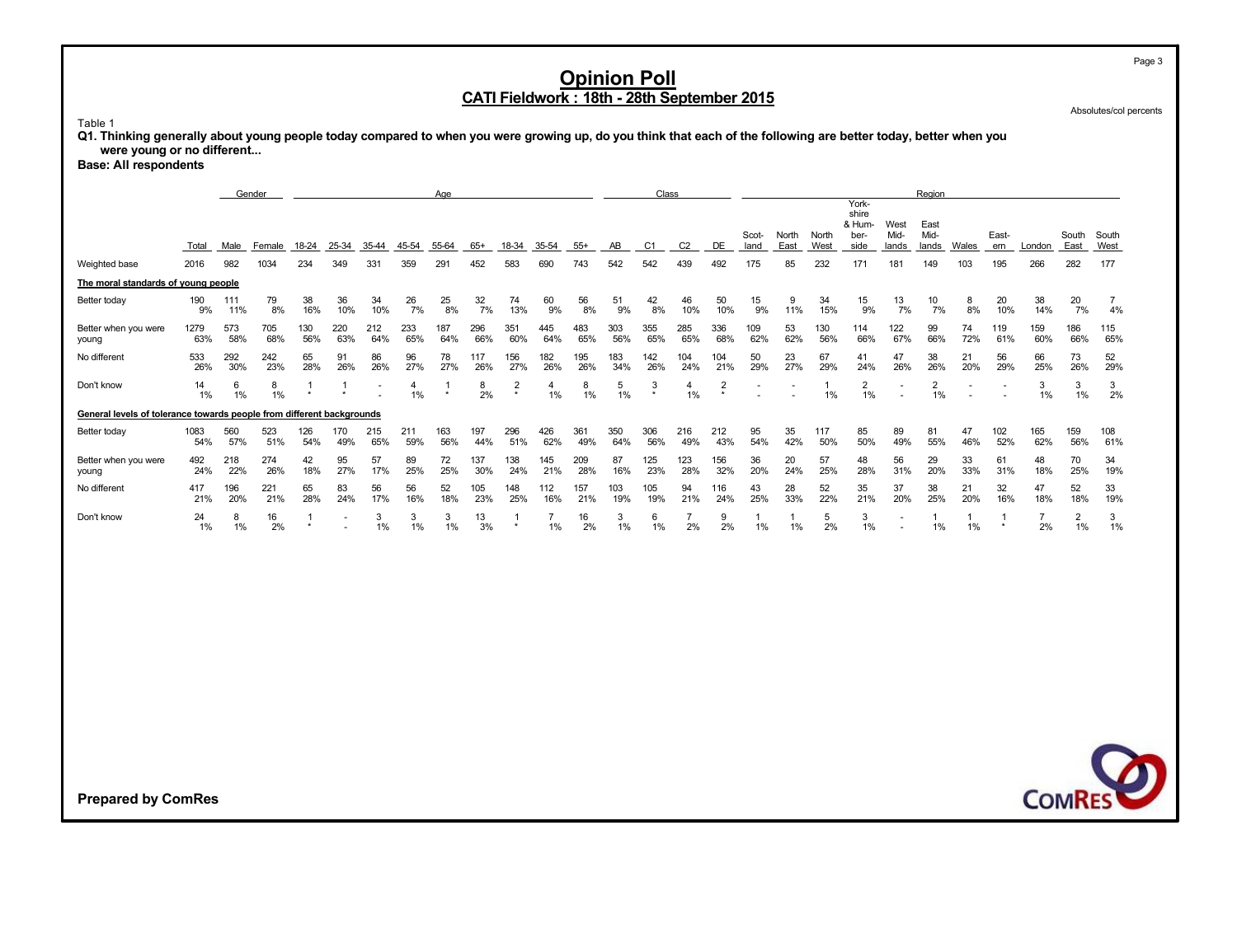# Opinion Poll

## CATI Fieldwork : 18th - 28th September 2015

Absolutes/col percents

Table 1

**Q1. Thinking generally about young people today compared to when you were growing up, do you think that each of the following are better today, better when you were young or no different...**

**Base: All respondents**

| | Total | Gender | | Age | | | | | | | | | Class | | | | Region | | | | | | | | | | |
|---|---|---|---|---|---|---|---|---|---|---|---|---|---|---|---|---|---|---|---|---|---|---|---|---|---|---|---|
| | | Male | Female | 18-24 | 25-34 | 35-44 | 45-54 | 55-64 | 65+ | 18-34 | 35-54 | 55+ | AB | C1 | C2 | DE | Scot-land | North East | North West | York-shire & Hum-ber-side | West Mid-lands | East Mid-lands | Wales | East-ern | London | South East | South West |
| Weighted base | 2016 | 982 | 1034 | 234 | 349 | 331 | 359 | 291 | 452 | 583 | 690 | 743 | 542 | 542 | 439 | 492 | 175 | 85 | 232 | 171 | 181 | 149 | 103 | 195 | 266 | 282 | 177 |
| **The moral standards of young people** | | | | | | | | | | | | | | | | | | | | | | | | | | | |
| Better today | 190 | 111 | 79 | 38 | 36 | 34 | 26 | 25 | 32 | 74 | 60 | 56 | 51 | 42 | 46 | 50 | 15 | 9 | 34 | 15 | 13 | 10 | 8 | 20 | 38 | 20 | 7 |
| | 9% | 11% | 8% | 16% | 10% | 10% | 7% | 8% | 7% | 13% | 9% | 8% | 9% | 8% | 10% | 10% | 9% | 11% | 15% | 9% | 7% | 7% | 8% | 10% | 14% | 7% | 4% |
| Better when you were young | 1279 | 573 | 705 | 130 | 220 | 212 | 233 | 187 | 296 | 351 | 445 | 483 | 303 | 355 | 285 | 336 | 109 | 53 | 130 | 114 | 122 | 99 | 74 | 119 | 159 | 186 | 115 |
| | 63% | 58% | 68% | 56% | 63% | 64% | 65% | 64% | 66% | 60% | 64% | 65% | 56% | 65% | 65% | 68% | 62% | 62% | 56% | 66% | 67% | 66% | 72% | 61% | 60% | 66% | 65% |
| No different | 533 | 292 | 242 | 65 | 91 | 86 | 96 | 78 | 117 | 156 | 182 | 195 | 183 | 142 | 104 | 104 | 50 | 23 | 67 | 41 | 47 | 38 | 21 | 56 | 66 | 73 | 52 |
| | 26% | 30% | 23% | 28% | 26% | 26% | 27% | 27% | 26% | 27% | 26% | 26% | 34% | 26% | 24% | 21% | 29% | 27% | 29% | 24% | 26% | 26% | 20% | 29% | 25% | 26% | 29% |
| Don't know | 14 | 6 | 8 | 1 | 1 | - | 4 | 1 | 8 | 2 | 4 | 8 | 5 | 3 | 4 | 2 | - | - | 1 | 2 | - | 2 | - | - | 3 | 3 | 3 |
| | 1% | 1% | 1% | * | * | - | 1% | * | 2% | * | 1% | 1% | 1% | * | 1% | * | - | - | 1% | 1% | - | 1% | - | - | 1% | 1% | 2% |
| **General levels of tolerance towards people from different backgrounds** | | | | | | | | | | | | | | | | | | | | | | | | | | | |
| Better today | 1083 | 560 | 523 | 126 | 170 | 215 | 211 | 163 | 197 | 296 | 426 | 361 | 350 | 306 | 216 | 212 | 95 | 35 | 117 | 85 | 89 | 81 | 47 | 102 | 165 | 159 | 108 |
| | 54% | 57% | 51% | 54% | 49% | 65% | 59% | 56% | 44% | 51% | 62% | 49% | 64% | 56% | 49% | 43% | 54% | 42% | 50% | 50% | 49% | 55% | 46% | 52% | 62% | 56% | 61% |
| Better when you were young | 492 | 218 | 274 | 42 | 95 | 57 | 89 | 72 | 137 | 138 | 145 | 209 | 87 | 125 | 123 | 156 | 36 | 20 | 57 | 48 | 56 | 29 | 33 | 61 | 48 | 70 | 34 |
| | 24% | 22% | 26% | 18% | 27% | 17% | 25% | 25% | 30% | 24% | 21% | 28% | 16% | 23% | 28% | 32% | 20% | 24% | 25% | 28% | 31% | 20% | 33% | 31% | 18% | 25% | 19% |
| No different | 417 | 196 | 221 | 65 | 83 | 56 | 56 | 52 | 105 | 148 | 112 | 157 | 103 | 105 | 94 | 116 | 43 | 28 | 52 | 35 | 37 | 38 | 21 | 32 | 47 | 52 | 33 |
| | 21% | 20% | 21% | 28% | 24% | 17% | 16% | 18% | 23% | 25% | 16% | 21% | 19% | 19% | 21% | 24% | 25% | 33% | 22% | 21% | 20% | 25% | 20% | 16% | 18% | 18% | 19% |
| Don't know | 24 | 8 | 16 | 1 | - | 3 | 3 | 3 | 13 | 1 | 7 | 16 | 3 | 6 | 7 | 9 | 1 | 1 | 5 | 3 | - | 1 | 1 | 1 | 7 | 2 | 3 |
| | 1% | 1% | 2% | * | - | 1% | 1% | 1% | 3% | * | 1% | 2% | 1% | 1% | 2% | 2% | 1% | 1% | 2% | 1% | - | 1% | 1% | * | 2% | 1% | 1% |

**Prepared by ComRes**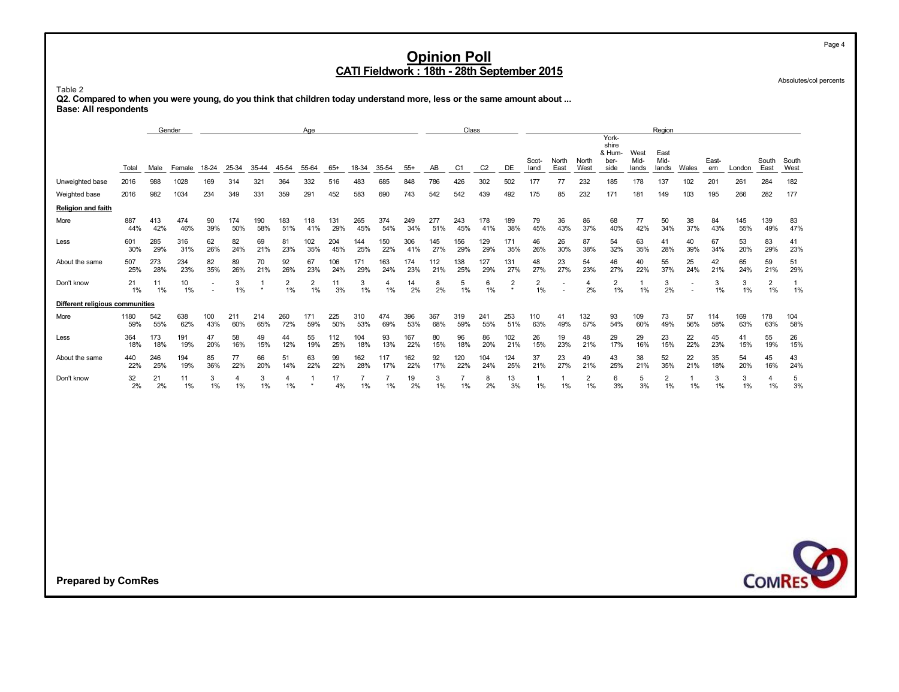# Opinion Poll

## CATI Fieldwork : 18th - 28th September 2015

Absolutes/col percents

Table 2

**Q2. Compared to when you were young, do you think that children today understand more, less or the same amount about ...**
**Base: All respondents**

| | Total | Gender | | Age | | | | | | | | | Class | | | | Region | | | | | | | | | | | |
|---|---|---|---|---|---|---|---|---|---|---|---|---|---|---|---|---|---|---|---|---|---|---|---|---|---|---|---|---|
| | | Male | Female | 18-24 | 25-34 | 35-44 | 45-54 | 55-64 | 65+ | 18-34 | 35-54 | 55+ | AB | C1 | C2 | DE | Scotland | North East | North West | Yorkshire & Humberside | West Midlands | East Midlands | Wales | Eastern | London | South East | South West |
| Unweighted base | 2016 | 988 | 1028 | 169 | 314 | 321 | 364 | 332 | 516 | 483 | 685 | 848 | 786 | 426 | 302 | 502 | 177 | 77 | 232 | 185 | 178 | 137 | 102 | 201 | 261 | 284 | 182 |
| Weighted base | 2016 | 982 | 1034 | 234 | 349 | 331 | 359 | 291 | 452 | 583 | 690 | 743 | 542 | 542 | 439 | 492 | 175 | 85 | 232 | 171 | 181 | 149 | 103 | 195 | 266 | 282 | 177 |
| **Religion and faith** | | | | | | | | | | | | | | | | | | | | | | | | | | | |
| More | 887 | 413 | 474 | 90 | 174 | 190 | 183 | 118 | 131 | 265 | 374 | 249 | 277 | 243 | 178 | 189 | 79 | 36 | 86 | 68 | 77 | 50 | 38 | 84 | 145 | 139 | 83 |
| | 44% | 42% | 46% | 39% | 50% | 58% | 51% | 41% | 29% | 45% | 54% | 34% | 51% | 45% | 41% | 38% | 45% | 43% | 37% | 40% | 42% | 34% | 37% | 43% | 55% | 49% | 47% |
| Less | 601 | 285 | 316 | 62 | 82 | 69 | 81 | 102 | 204 | 144 | 150 | 306 | 145 | 156 | 129 | 171 | 46 | 26 | 87 | 54 | 63 | 41 | 40 | 67 | 53 | 83 | 41 |
| | 30% | 29% | 31% | 26% | 24% | 21% | 23% | 35% | 45% | 25% | 22% | 41% | 27% | 29% | 29% | 35% | 26% | 30% | 38% | 32% | 35% | 28% | 39% | 34% | 20% | 29% | 23% |
| About the same | 507 | 273 | 234 | 82 | 89 | 70 | 92 | 67 | 106 | 171 | 163 | 174 | 112 | 138 | 127 | 131 | 48 | 23 | 54 | 46 | 40 | 55 | 25 | 42 | 65 | 59 | 51 |
| | 25% | 28% | 23% | 35% | 26% | 21% | 26% | 23% | 24% | 29% | 24% | 23% | 21% | 25% | 29% | 27% | 27% | 27% | 23% | 27% | 22% | 37% | 24% | 21% | 24% | 21% | 29% |
| Don't know | 21 | 11 | 10 | - | 3 | 1 | 2 | 2 | 11 | 3 | 4 | 14 | 8 | 5 | 6 | 2 | 2 | - | 4 | 2 | 1 | 3 | - | 3 | 3 | 2 | 1 |
| | 1% | 1% | 1% | - | 1% | * | 1% | 1% | 3% | 1% | 1% | 2% | 2% | 1% | 1% | * | 1% | - | 2% | 1% | 1% | 2% | - | 1% | 1% | 1% | 1% |
| **Different religious communities** | | | | | | | | | | | | | | | | | | | | | | | | | | | |
| More | 1180 | 542 | 638 | 100 | 211 | 214 | 260 | 171 | 225 | 310 | 474 | 396 | 367 | 319 | 241 | 253 | 110 | 41 | 132 | 93 | 109 | 73 | 57 | 114 | 169 | 178 | 104 |
| | 59% | 55% | 62% | 43% | 60% | 65% | 72% | 59% | 50% | 53% | 69% | 53% | 68% | 59% | 55% | 51% | 63% | 49% | 57% | 54% | 60% | 49% | 56% | 58% | 63% | 63% | 58% |
| Less | 364 | 173 | 191 | 47 | 58 | 49 | 44 | 55 | 112 | 104 | 93 | 167 | 80 | 96 | 86 | 102 | 26 | 19 | 48 | 29 | 29 | 23 | 22 | 45 | 41 | 55 | 26 |
| | 18% | 18% | 19% | 20% | 16% | 15% | 12% | 19% | 25% | 18% | 13% | 22% | 15% | 18% | 20% | 21% | 15% | 23% | 21% | 17% | 16% | 15% | 22% | 23% | 15% | 19% | 15% |
| About the same | 440 | 246 | 194 | 85 | 77 | 66 | 51 | 63 | 99 | 162 | 117 | 162 | 92 | 120 | 104 | 124 | 37 | 23 | 49 | 43 | 38 | 52 | 22 | 35 | 54 | 45 | 43 |
| | 22% | 25% | 19% | 36% | 22% | 20% | 14% | 22% | 22% | 28% | 17% | 22% | 17% | 22% | 24% | 25% | 21% | 27% | 21% | 25% | 21% | 35% | 21% | 18% | 20% | 16% | 24% |
| Don't know | 32 | 21 | 11 | 3 | 4 | 3 | 4 | 1 | 17 | 7 | 7 | 19 | 3 | 7 | 8 | 13 | 1 | 1 | 2 | 6 | 5 | 2 | 1 | 3 | 3 | 4 | 5 |
| | 2% | 2% | 1% | 1% | 1% | 1% | 1% | * | 4% | 1% | 1% | 2% | 1% | 1% | 2% | 3% | 1% | 1% | 1% | 3% | 3% | 1% | 1% | 1% | 1% | 1% | 3% |

**Prepared by ComRes**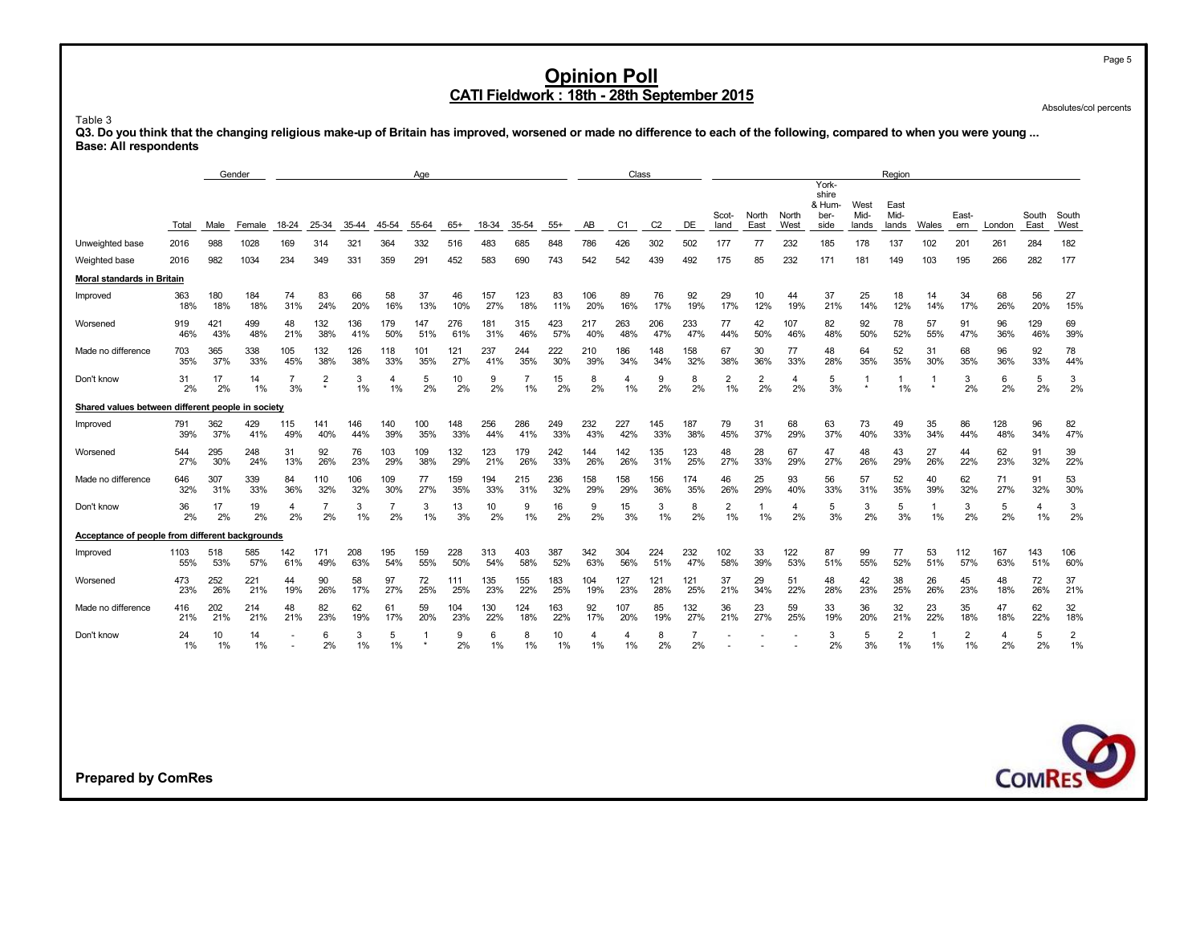# Opinion Poll

## CATI Fieldwork : 18th - 28th September 2015

Absolutes/col percents

Table 3

**Q3. Do you think that the changing religious make-up of Britain has improved, worsened or made no difference to each of the following, compared to when you were young ...**
**Base: All respondents**

| | | Gender | | Age | | | | | | | | | Class | | | | Region | | | | | | | | | | | |
|---|---|---|---|---|---|---|---|---|---|---|---|---|---|---|---|---|---|---|---|---|---|---|---|---|---|---|---|---|
| | Total | Male | Female | 18-24 | 25-34 | 35-44 | 45-54 | 55-64 | 65+ | 18-34 | 35-54 | 55+ | AB | C1 | C2 | DE | Scot-land | North East | North West | York-shire & Hum-ber-side | West Mid-lands | East Mid-lands | Wales | East-ern | London | South East | South West |
| Unweighted base | 2016 | 988 | 1028 | 169 | 314 | 321 | 364 | 332 | 516 | 483 | 685 | 848 | 786 | 426 | 302 | 502 | 177 | 77 | 232 | 185 | 178 | 137 | 102 | 201 | 261 | 284 | 182 |
| Weighted base | 2016 | 982 | 1034 | 234 | 349 | 331 | 359 | 291 | 452 | 583 | 690 | 743 | 542 | 542 | 439 | 492 | 175 | 85 | 232 | 171 | 181 | 149 | 103 | 195 | 266 | 282 | 177 |
| **Moral standards in Britain** | | | | | | | | | | | | | | | | | | | | | | | | | | | |
| Improved | 363 | 180 | 184 | 74 | 83 | 66 | 58 | 37 | 46 | 157 | 123 | 83 | 106 | 89 | 76 | 92 | 29 | 10 | 44 | 37 | 25 | 18 | 14 | 34 | 68 | 56 | 27 |
| | 18% | 18% | 18% | 31% | 24% | 20% | 16% | 13% | 10% | 27% | 18% | 11% | 20% | 16% | 17% | 19% | 17% | 12% | 19% | 21% | 14% | 12% | 14% | 17% | 26% | 20% | 15% |
| Worsened | 919 | 421 | 499 | 48 | 132 | 136 | 179 | 147 | 276 | 181 | 315 | 423 | 217 | 263 | 206 | 233 | 77 | 42 | 107 | 82 | 92 | 78 | 57 | 91 | 96 | 129 | 69 |
| | 46% | 43% | 48% | 21% | 38% | 41% | 50% | 51% | 61% | 31% | 46% | 57% | 40% | 48% | 47% | 47% | 44% | 50% | 46% | 48% | 50% | 52% | 55% | 47% | 36% | 46% | 39% |
| Made no difference | 703 | 365 | 338 | 105 | 132 | 126 | 118 | 101 | 121 | 237 | 244 | 222 | 210 | 186 | 148 | 158 | 67 | 30 | 77 | 48 | 64 | 52 | 31 | 68 | 96 | 92 | 78 |
| | 35% | 37% | 33% | 45% | 38% | 38% | 33% | 35% | 27% | 41% | 35% | 30% | 39% | 34% | 34% | 32% | 38% | 36% | 33% | 28% | 35% | 35% | 30% | 35% | 36% | 33% | 44% |
| Don't know | 31 | 17 | 14 | 7 | 2 | 3 | 4 | 5 | 10 | 9 | 7 | 15 | 8 | 4 | 9 | 8 | 2 | 2 | 4 | 5 | 1 | 1 | 1 | 3 | 6 | 5 | 3 |
| | 2% | 2% | 1% | 3% | * | 1% | 1% | 2% | 2% | 2% | 1% | 2% | 2% | 1% | 2% | 2% | 1% | 2% | 2% | 3% | * | 1% | * | 2% | 2% | 2% | 2% |
| **Shared values between different people in society** | | | | | | | | | | | | | | | | | | | | | | | | | | | |
| Improved | 791 | 362 | 429 | 115 | 141 | 146 | 140 | 100 | 148 | 256 | 286 | 249 | 232 | 227 | 145 | 187 | 79 | 31 | 68 | 63 | 73 | 49 | 35 | 86 | 128 | 96 | 82 |
| | 39% | 37% | 41% | 49% | 40% | 44% | 39% | 35% | 33% | 44% | 41% | 33% | 43% | 42% | 33% | 38% | 45% | 37% | 29% | 37% | 40% | 33% | 34% | 44% | 48% | 34% | 47% |
| Worsened | 544 | 295 | 248 | 31 | 92 | 76 | 103 | 109 | 132 | 123 | 179 | 242 | 144 | 142 | 135 | 123 | 48 | 28 | 67 | 47 | 48 | 43 | 27 | 44 | 62 | 91 | 39 |
| | 27% | 30% | 24% | 13% | 26% | 23% | 29% | 38% | 29% | 21% | 26% | 33% | 26% | 26% | 31% | 25% | 27% | 33% | 29% | 27% | 26% | 29% | 26% | 22% | 23% | 32% | 22% |
| Made no difference | 646 | 307 | 339 | 84 | 110 | 106 | 109 | 77 | 159 | 194 | 215 | 236 | 158 | 158 | 156 | 174 | 46 | 25 | 93 | 56 | 57 | 52 | 40 | 62 | 71 | 91 | 53 |
| | 32% | 31% | 33% | 36% | 32% | 32% | 30% | 27% | 35% | 33% | 31% | 32% | 29% | 29% | 36% | 35% | 26% | 29% | 40% | 33% | 31% | 35% | 39% | 32% | 27% | 32% | 30% |
| Don't know | 36 | 17 | 19 | 4 | 7 | 3 | 7 | 3 | 13 | 10 | 9 | 16 | 9 | 15 | 3 | 8 | 2 | 1 | 4 | 5 | 3 | 5 | 1 | 3 | 5 | 4 | 3 |
| | 2% | 2% | 2% | 2% | 2% | 1% | 2% | 1% | 3% | 2% | 1% | 2% | 2% | 3% | 1% | 2% | 1% | 1% | 2% | 3% | 2% | 3% | 1% | 2% | 2% | 1% | 2% |
| **Acceptance of people from different backgrounds** | | | | | | | | | | | | | | | | | | | | | | | | | | | |
| Improved | 1103 | 518 | 585 | 142 | 171 | 208 | 195 | 159 | 228 | 313 | 403 | 387 | 342 | 304 | 224 | 232 | 102 | 33 | 122 | 87 | 99 | 77 | 53 | 112 | 167 | 143 | 106 |
| | 55% | 53% | 57% | 61% | 49% | 63% | 54% | 55% | 50% | 54% | 58% | 52% | 63% | 56% | 51% | 47% | 58% | 39% | 53% | 51% | 55% | 52% | 51% | 57% | 63% | 51% | 60% |
| Worsened | 473 | 252 | 221 | 44 | 90 | 58 | 97 | 72 | 111 | 135 | 155 | 183 | 104 | 127 | 121 | 121 | 37 | 29 | 51 | 48 | 42 | 38 | 26 | 45 | 48 | 72 | 37 |
| | 23% | 26% | 21% | 19% | 26% | 17% | 27% | 25% | 25% | 23% | 22% | 25% | 19% | 23% | 28% | 25% | 21% | 34% | 22% | 28% | 23% | 25% | 26% | 23% | 18% | 26% | 21% |
| Made no difference | 416 | 202 | 214 | 48 | 82 | 62 | 61 | 59 | 104 | 130 | 124 | 163 | 92 | 107 | 85 | 132 | 36 | 23 | 59 | 33 | 36 | 32 | 23 | 35 | 47 | 62 | 32 |
| | 21% | 21% | 21% | 21% | 23% | 19% | 17% | 20% | 23% | 22% | 18% | 22% | 17% | 20% | 19% | 27% | 21% | 27% | 25% | 19% | 20% | 21% | 22% | 18% | 18% | 22% | 18% |
| Don't know | 24 | 10 | 14 | - | 6 | 3 | 5 | 1 | 9 | 6 | 8 | 10 | 4 | 4 | 8 | 7 | - | - | - | 3 | 5 | 2 | 1 | 2 | 4 | 5 | 2 |
| | 1% | 1% | 1% | - | 2% | 1% | 1% | * | 2% | 1% | 1% | 1% | 1% | 1% | 2% | 2% | - | - | - | 2% | 3% | 1% | 1% | 1% | 2% | 2% | 1% |

**Prepared by ComRes**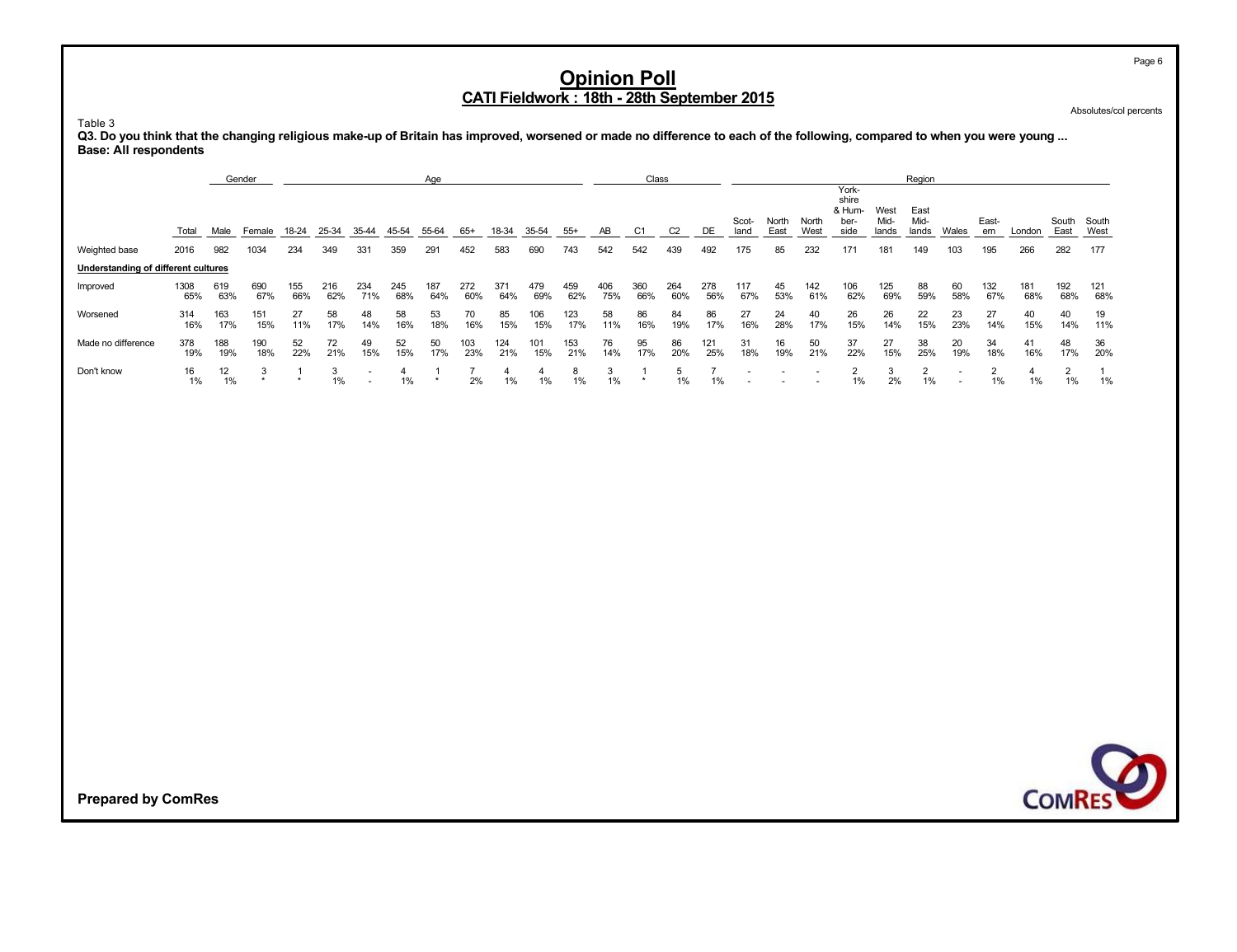# Opinion Poll

## CATI Fieldwork : 18th - 28th September 2015

Absolutes/col percents

Table 3

**Q3. Do you think that the changing religious make-up of Britain has improved, worsened or made no difference to each of the following, compared to when you were young ...**
**Base: All respondents**

| | Total | Gender | | Age | | | | | | | | | Class | | | | Region | | | | | | | | | | | |
|---|---|---|---|---|---|---|---|---|---|---|---|---|---|---|---|---|---|---|---|---|---|---|---|---|---|---|---|---|
| | | Male | Female | 18-24 | 25-34 | 35-44 | 45-54 | 55-64 | 65+ | 18-34 | 35-54 | 55+ | AB | C1 | C2 | DE | Scot-land | North East | North West | York-shire & Hum-ber-side | West Mid-lands | East Mid-lands | Wales | East-ern | London | South East | South West |
| Weighted base | 2016 | 982 | 1034 | 234 | 349 | 331 | 359 | 291 | 452 | 583 | 690 | 743 | 542 | 542 | 439 | 492 | 175 | 85 | 232 | 171 | 181 | 149 | 103 | 195 | 266 | 282 | 177 |
| **Understanding of different cultures** | | | | | | | | | | | | | | | | | | | | | | | | | | | |
| Improved | 1308 | 619 | 690 | 155 | 216 | 234 | 245 | 187 | 272 | 371 | 479 | 459 | 406 | 360 | 264 | 278 | 117 | 45 | 142 | 106 | 125 | 88 | 60 | 132 | 181 | 192 | 121 |
| | 65% | 63% | 67% | 66% | 62% | 71% | 68% | 64% | 60% | 64% | 69% | 62% | 75% | 66% | 60% | 56% | 67% | 53% | 61% | 62% | 69% | 59% | 58% | 67% | 68% | 68% | 68% |
| Worsened | 314 | 163 | 151 | 27 | 58 | 48 | 58 | 53 | 70 | 85 | 106 | 123 | 58 | 86 | 84 | 86 | 27 | 24 | 40 | 26 | 26 | 22 | 23 | 27 | 40 | 40 | 19 |
| | 16% | 17% | 15% | 11% | 17% | 14% | 16% | 18% | 16% | 15% | 15% | 17% | 11% | 16% | 19% | 17% | 16% | 28% | 17% | 15% | 14% | 15% | 23% | 14% | 15% | 14% | 11% |
| Made no difference | 378 | 188 | 190 | 52 | 72 | 49 | 52 | 50 | 103 | 124 | 101 | 153 | 76 | 95 | 86 | 121 | 31 | 16 | 50 | 37 | 27 | 38 | 20 | 34 | 41 | 48 | 36 |
| | 19% | 19% | 18% | 22% | 21% | 15% | 15% | 17% | 23% | 21% | 15% | 21% | 14% | 17% | 20% | 25% | 18% | 19% | 21% | 22% | 15% | 25% | 19% | 18% | 16% | 17% | 20% |
| Don't know | 16 | 12 | 3 | 1 | 3 | - | 4 | 1 | 7 | 4 | 4 | 8 | 3 | 1 | 5 | 7 | - | - | - | 2 | 3 | 2 | - | 2 | 4 | 2 | 1 |
| | 1% | 1% | * | * | 1% | - | 1% | * | 2% | 1% | 1% | 1% | 1% | * | 1% | 1% | - | - | - | 1% | 2% | 1% | - | 1% | 1% | 1% | 1% |

**Prepared by ComRes**